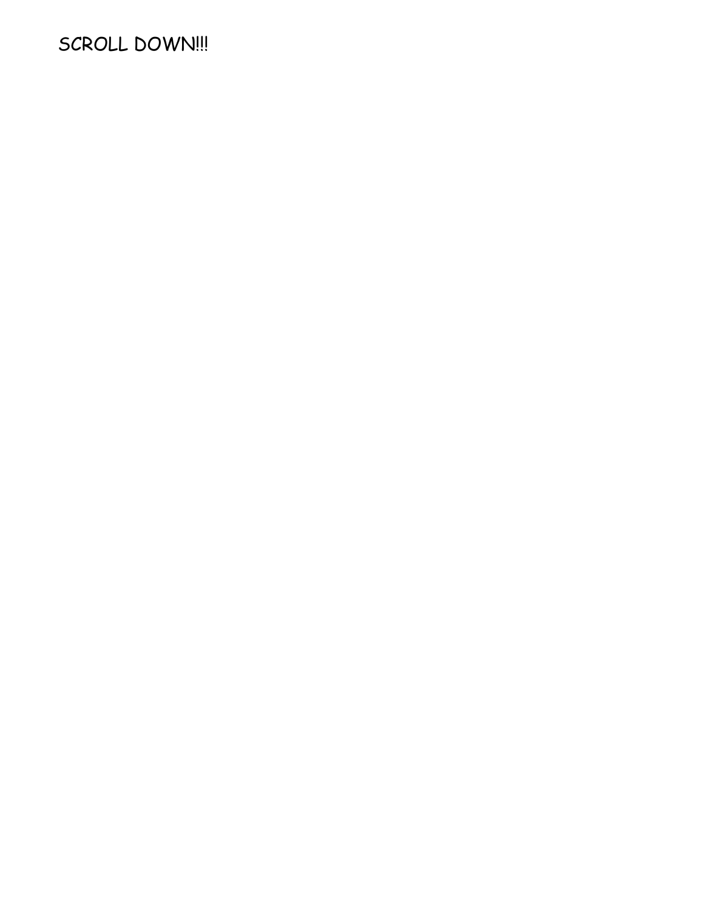SCROLL DOWN!!!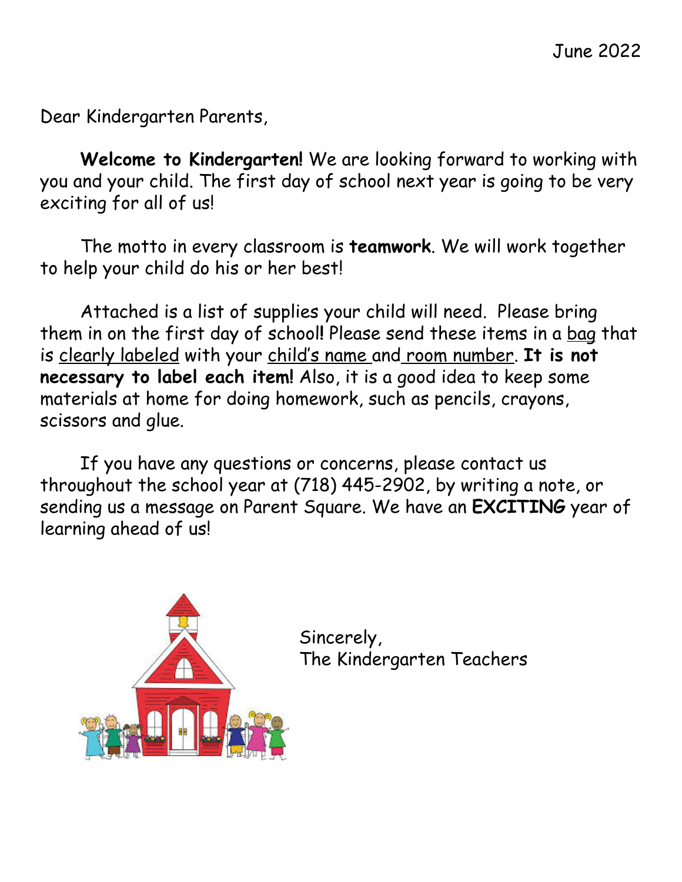June 2022

Dear Kindergarten Parents,

**Welcome to Kindergarten!** We are looking forward to working with you and your child. The first day of school next year is going to be very exciting for all of us!

The motto in every classroom is **teamwork**. We will work together to help your child do his or her best!

Attached is a list of supplies your child will need. Please bring them in on the first day of school! Please send these items in a <u>bag</u> that is <u>clearly labeled</u> with your <u>child's name</u> and <u>room number</u>. **It is not necessary to label each item!** Also, it is a good idea to keep some materials at home for doing homework, such as pencils, crayons, scissors and glue.

If you have any questions or concerns, please contact us throughout the school year at (718) 445-2902, by writing a note, or sending us a message on Parent Square. We have an **EXCITING** year of learning ahead of us!

Sincerely,
The Kindergarten Teachers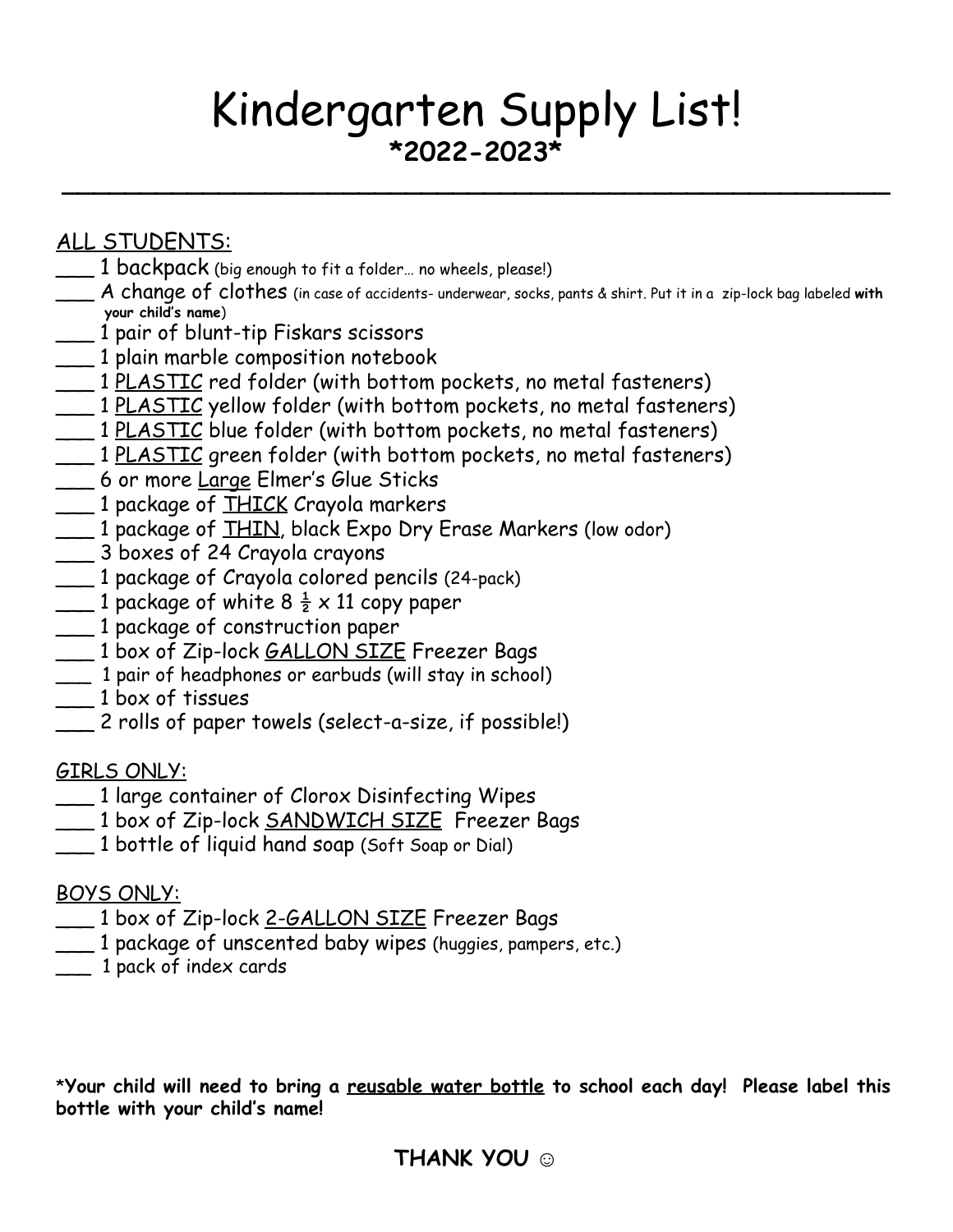# Kindergarten Supply List!

**\*2022-2023\***

---

ALL STUDENTS:

___ 1 backpack (big enough to fit a folder… no wheels, please!)
___ A change of clothes (in case of accidents- underwear, socks, pants & shirt. Put it in a zip-lock bag labeled **with your child's name**)
___ 1 pair of blunt-tip Fiskars scissors
___ 1 plain marble composition notebook
___ 1 PLASTIC red folder (with bottom pockets, no metal fasteners)
___ 1 PLASTIC yellow folder (with bottom pockets, no metal fasteners)
___ 1 PLASTIC blue folder (with bottom pockets, no metal fasteners)
___ 1 PLASTIC green folder (with bottom pockets, no metal fasteners)
___ 6 or more Large Elmer's Glue Sticks
___ 1 package of THICK Crayola markers
___ 1 package of THIN, black Expo Dry Erase Markers (low odor)
___ 3 boxes of 24 Crayola crayons
___ 1 package of Crayola colored pencils (24-pack)
___ 1 package of white 8 ½ x 11 copy paper
___ 1 package of construction paper
___ 1 box of Zip-lock GALLON SIZE Freezer Bags
___ 1 pair of headphones or earbuds (will stay in school)
___ 1 box of tissues
___ 2 rolls of paper towels (select-a-size, if possible!)

GIRLS ONLY:

___ 1 large container of Clorox Disinfecting Wipes
___ 1 box of Zip-lock SANDWICH SIZE Freezer Bags
___ 1 bottle of liquid hand soap (Soft Soap or Dial)

BOYS ONLY:

___ 1 box of Zip-lock 2-GALLON SIZE Freezer Bags
___ 1 package of unscented baby wipes (huggies, pampers, etc.)
___ 1 pack of index cards

**\*Your child will need to bring a reusable water bottle to school each day! Please label this bottle with your child's name!**

**THANK YOU** ☺